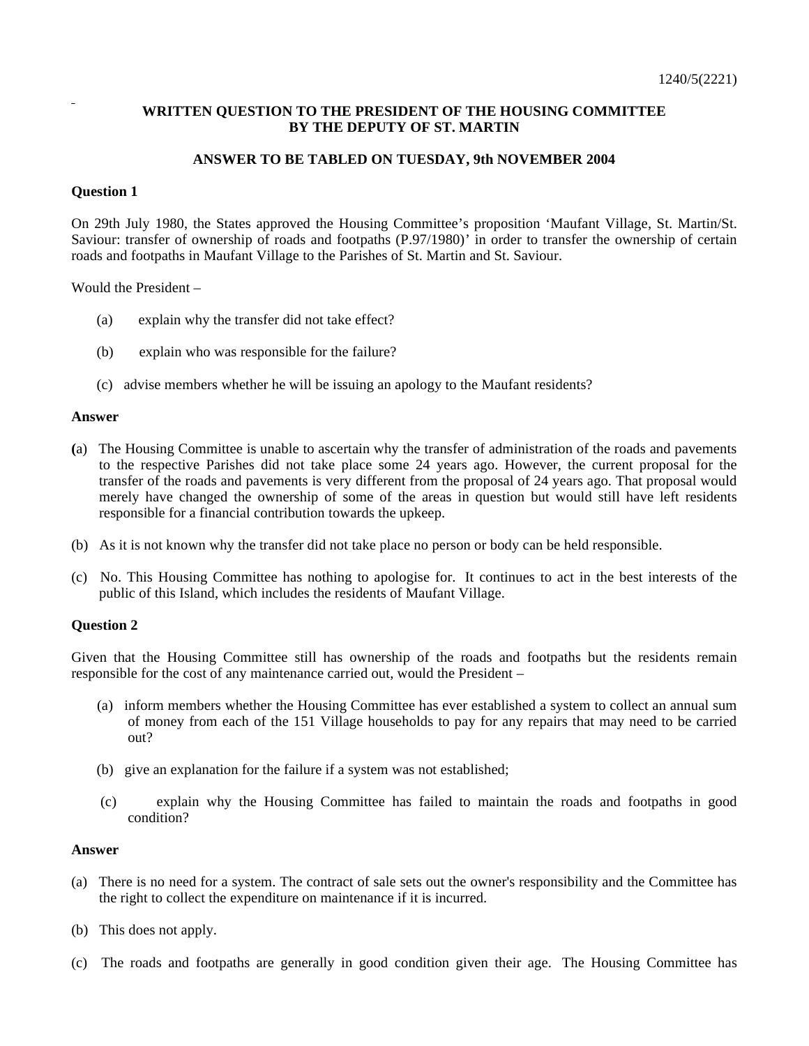1240/5(2221)

**WRITTEN QUESTION TO THE PRESIDENT OF THE HOUSING COMMITTEE BY THE DEPUTY OF ST. MARTIN**

**ANSWER TO BE TABLED ON TUESDAY, 9th NOVEMBER 2004**

**Question 1**

On 29th July 1980, the States approved the Housing Committee's proposition 'Maufant Village, St. Martin/St. Saviour: transfer of ownership of roads and footpaths (P.97/1980)' in order to transfer the ownership of certain roads and footpaths in Maufant Village to the Parishes of St. Martin and St. Saviour.

Would the President –

(a) explain why the transfer did not take effect?

(b) explain who was responsible for the failure?

(c) advise members whether he will be issuing an apology to the Maufant residents?

**Answer**

(a) The Housing Committee is unable to ascertain why the transfer of administration of the roads and pavements to the respective Parishes did not take place some 24 years ago. However, the current proposal for the transfer of the roads and pavements is very different from the proposal of 24 years ago. That proposal would merely have changed the ownership of some of the areas in question but would still have left residents responsible for a financial contribution towards the upkeep.

(b) As it is not known why the transfer did not take place no person or body can be held responsible.

(c) No. This Housing Committee has nothing to apologise for. It continues to act in the best interests of the public of this Island, which includes the residents of Maufant Village.

**Question 2**

Given that the Housing Committee still has ownership of the roads and footpaths but the residents remain responsible for the cost of any maintenance carried out, would the President –

(a) inform members whether the Housing Committee has ever established a system to collect an annual sum of money from each of the 151 Village households to pay for any repairs that may need to be carried out?

(b) give an explanation for the failure if a system was not established;

(c) explain why the Housing Committee has failed to maintain the roads and footpaths in good condition?

**Answer**

(a) There is no need for a system. The contract of sale sets out the owner's responsibility and the Committee has the right to collect the expenditure on maintenance if it is incurred.

(b) This does not apply.

(c) The roads and footpaths are generally in good condition given their age. The Housing Committee has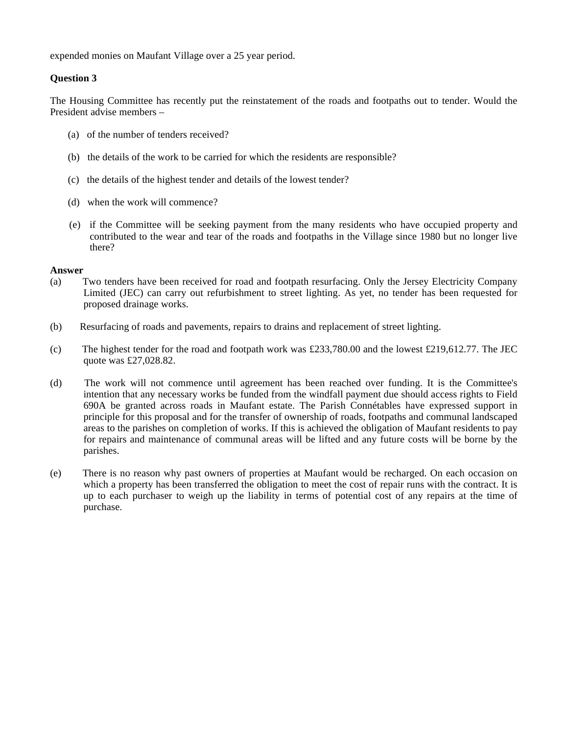expended monies on Maufant Village over a 25 year period.

**Question 3**

The Housing Committee has recently put the reinstatement of the roads and footpaths out to tender. Would the President advise members –

(a) of the number of tenders received?

(b) the details of the work to be carried for which the residents are responsible?

(c) the details of the highest tender and details of the lowest tender?

(d) when the work will commence?

(e) if the Committee will be seeking payment from the many residents who have occupied property and contributed to the wear and tear of the roads and footpaths in the Village since 1980 but no longer live there?

**Answer**

(a) Two tenders have been received for road and footpath resurfacing. Only the Jersey Electricity Company Limited (JEC) can carry out refurbishment to street lighting. As yet, no tender has been requested for proposed drainage works.

(b) Resurfacing of roads and pavements, repairs to drains and replacement of street lighting.

(c) The highest tender for the road and footpath work was £233,780.00 and the lowest £219,612.77. The JEC quote was £27,028.82.

(d) The work will not commence until agreement has been reached over funding. It is the Committee's intention that any necessary works be funded from the windfall payment due should access rights to Field 690A be granted across roads in Maufant estate. The Parish Connétables have expressed support in principle for this proposal and for the transfer of ownership of roads, footpaths and communal landscaped areas to the parishes on completion of works. If this is achieved the obligation of Maufant residents to pay for repairs and maintenance of communal areas will be lifted and any future costs will be borne by the parishes.

(e) There is no reason why past owners of properties at Maufant would be recharged. On each occasion on which a property has been transferred the obligation to meet the cost of repair runs with the contract. It is up to each purchaser to weigh up the liability in terms of potential cost of any repairs at the time of purchase.